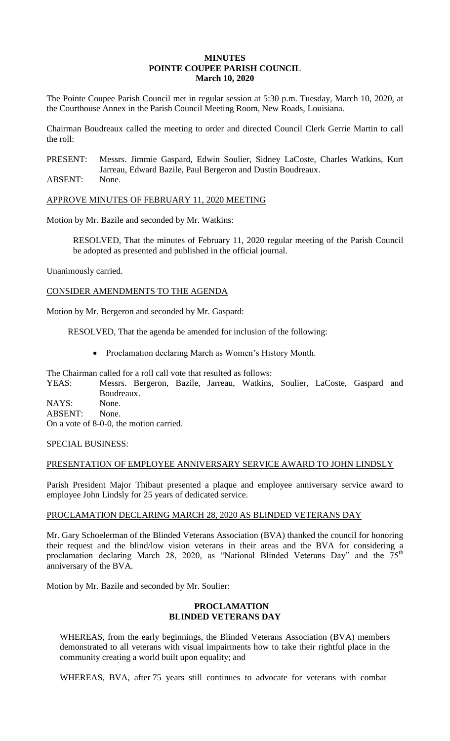# MINUTES
# POINTE COUPEE PARISH COUNCIL
# March 10, 2020

The Pointe Coupee Parish Council met in regular session at 5:30 p.m. Tuesday, March 10, 2020, at the Courthouse Annex in the Parish Council Meeting Room, New Roads, Louisiana.

Chairman Boudreaux called the meeting to order and directed Council Clerk Gerrie Martin to call the roll:

PRESENT: Messrs. Jimmie Gaspard, Edwin Soulier, Sidney LaCoste, Charles Watkins, Kurt Jarreau, Edward Bazile, Paul Bergeron and Dustin Boudreaux.
ABSENT: None.

## APPROVE MINUTES OF FEBRUARY 11, 2020 MEETING

Motion by Mr. Bazile and seconded by Mr. Watkins:

> RESOLVED, That the minutes of February 11, 2020 regular meeting of the Parish Council be adopted as presented and published in the official journal.

Unanimously carried.

## CONSIDER AMENDMENTS TO THE AGENDA

Motion by Mr. Bergeron and seconded by Mr. Gaspard:

> RESOLVED, That the agenda be amended for inclusion of the following:
>
> - Proclamation declaring March as Women's History Month.

The Chairman called for a roll call vote that resulted as follows:
YEAS: Messrs. Bergeron, Bazile, Jarreau, Watkins, Soulier, LaCoste, Gaspard and Boudreaux.
NAYS: None.
ABSENT: None.
On a vote of 8-0-0, the motion carried.

SPECIAL BUSINESS:

## PRESENTATION OF EMPLOYEE ANNIVERSARY SERVICE AWARD TO JOHN LINDSLY

Parish President Major Thibaut presented a plaque and employee anniversary service award to employee John Lindsly for 25 years of dedicated service.

## PROCLAMATION DECLARING MARCH 28, 2020 AS BLINDED VETERANS DAY

Mr. Gary Schoelerman of the Blinded Veterans Association (BVA) thanked the council for honoring their request and the blind/low vision veterans in their areas and the BVA for considering a proclamation declaring March 28, 2020, as "National Blinded Veterans Day" and the 75th anniversary of the BVA.

Motion by Mr. Bazile and seconded by Mr. Soulier:

**PROCLAMATION**
**BLINDED VETERANS DAY**

WHEREAS, from the early beginnings, the Blinded Veterans Association (BVA) members demonstrated to all veterans with visual impairments how to take their rightful place in the community creating a world built upon equality; and

WHEREAS, BVA, after 75 years still continues to advocate for veterans with combat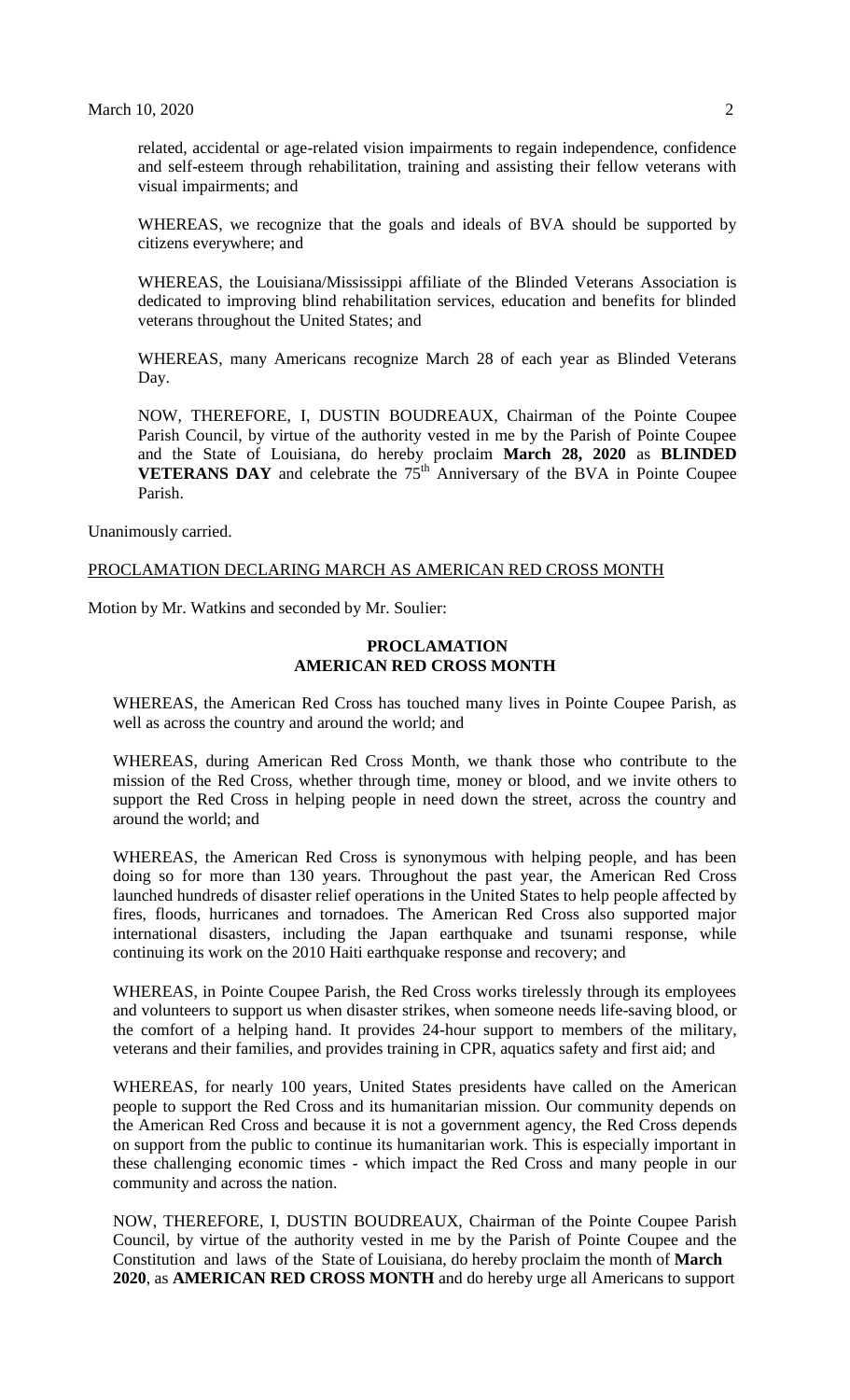related, accidental or age-related vision impairments to regain independence, confidence and self-esteem through rehabilitation, training and assisting their fellow veterans with visual impairments; and

WHEREAS, we recognize that the goals and ideals of BVA should be supported by citizens everywhere; and

WHEREAS, the Louisiana/Mississippi affiliate of the Blinded Veterans Association is dedicated to improving blind rehabilitation services, education and benefits for blinded veterans throughout the United States; and

WHEREAS, many Americans recognize March 28 of each year as Blinded Veterans Day.

NOW, THEREFORE, I, DUSTIN BOUDREAUX, Chairman of the Pointe Coupee Parish Council, by virtue of the authority vested in me by the Parish of Pointe Coupee and the State of Louisiana, do hereby proclaim **March 28, 2020** as **BLINDED VETERANS DAY** and celebrate the 75th Anniversary of the BVA in Pointe Coupee Parish.

Unanimously carried.

PROCLAMATION DECLARING MARCH AS AMERICAN RED CROSS MONTH

Motion by Mr. Watkins and seconded by Mr. Soulier:

**PROCLAMATION**
**AMERICAN RED CROSS MONTH**

WHEREAS, the American Red Cross has touched many lives in Pointe Coupee Parish, as well as across the country and around the world; and

WHEREAS, during American Red Cross Month, we thank those who contribute to the mission of the Red Cross, whether through time, money or blood, and we invite others to support the Red Cross in helping people in need down the street, across the country and around the world; and

WHEREAS, the American Red Cross is synonymous with helping people, and has been doing so for more than 130 years. Throughout the past year, the American Red Cross launched hundreds of disaster relief operations in the United States to help people affected by fires, floods, hurricanes and tornadoes. The American Red Cross also supported major international disasters, including the Japan earthquake and tsunami response, while continuing its work on the 2010 Haiti earthquake response and recovery; and

WHEREAS, in Pointe Coupee Parish, the Red Cross works tirelessly through its employees and volunteers to support us when disaster strikes, when someone needs life-saving blood, or the comfort of a helping hand. It provides 24-hour support to members of the military, veterans and their families, and provides training in CPR, aquatics safety and first aid; and

WHEREAS, for nearly 100 years, United States presidents have called on the American people to support the Red Cross and its humanitarian mission. Our community depends on the American Red Cross and because it is not a government agency, the Red Cross depends on support from the public to continue its humanitarian work. This is especially important in these challenging economic times - which impact the Red Cross and many people in our community and across the nation.

NOW, THEREFORE, I, DUSTIN BOUDREAUX, Chairman of the Pointe Coupee Parish Council, by virtue of the authority vested in me by the Parish of Pointe Coupee and the Constitution and laws of the State of Louisiana, do hereby proclaim the month of **March 2020**, as **AMERICAN RED CROSS MONTH** and do hereby urge all Americans to support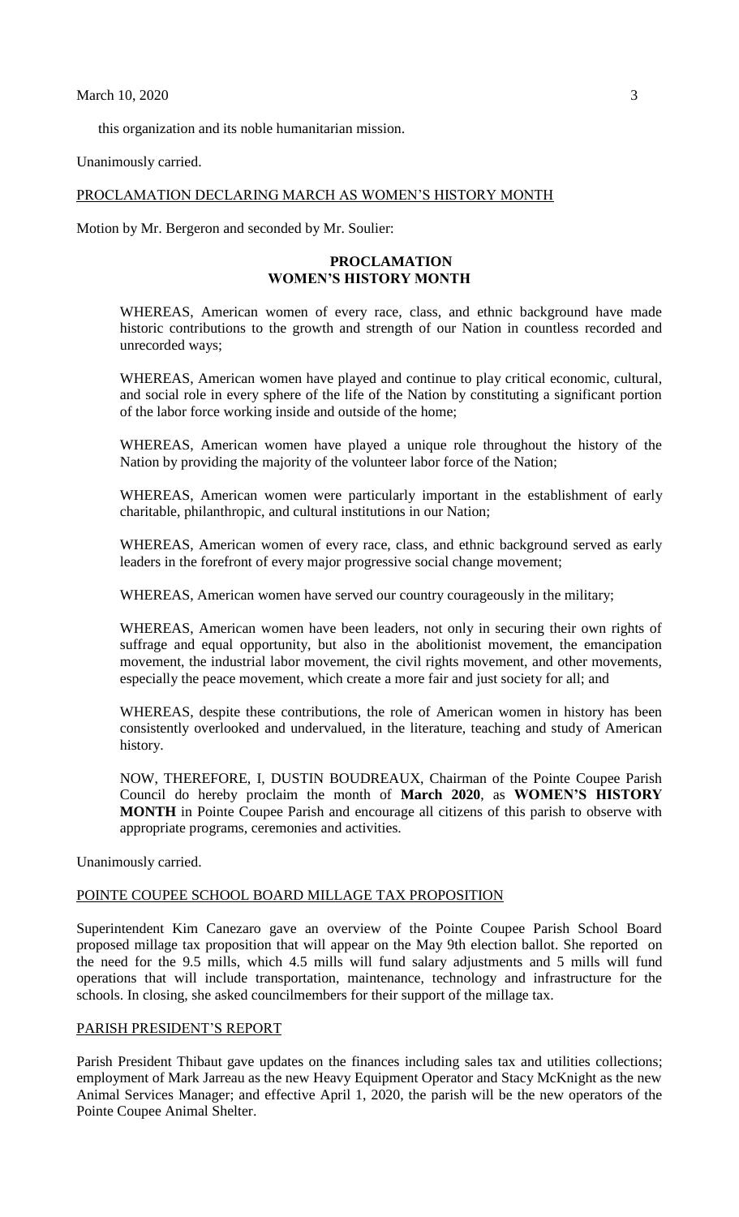this organization and its noble humanitarian mission.

Unanimously carried.

PROCLAMATION DECLARING MARCH AS WOMEN'S HISTORY MONTH

Motion by Mr. Bergeron and seconded by Mr. Soulier:

**PROCLAMATION**
**WOMEN'S HISTORY MONTH**

WHEREAS, American women of every race, class, and ethnic background have made historic contributions to the growth and strength of our Nation in countless recorded and unrecorded ways;

WHEREAS, American women have played and continue to play critical economic, cultural, and social role in every sphere of the life of the Nation by constituting a significant portion of the labor force working inside and outside of the home;

WHEREAS, American women have played a unique role throughout the history of the Nation by providing the majority of the volunteer labor force of the Nation;

WHEREAS, American women were particularly important in the establishment of early charitable, philanthropic, and cultural institutions in our Nation;

WHEREAS, American women of every race, class, and ethnic background served as early leaders in the forefront of every major progressive social change movement;

WHEREAS, American women have served our country courageously in the military;

WHEREAS, American women have been leaders, not only in securing their own rights of suffrage and equal opportunity, but also in the abolitionist movement, the emancipation movement, the industrial labor movement, the civil rights movement, and other movements, especially the peace movement, which create a more fair and just society for all; and

WHEREAS, despite these contributions, the role of American women in history has been consistently overlooked and undervalued, in the literature, teaching and study of American history.

NOW, THEREFORE, I, DUSTIN BOUDREAUX, Chairman of the Pointe Coupee Parish Council do hereby proclaim the month of **March 2020**, as **WOMEN'S HISTORY MONTH** in Pointe Coupee Parish and encourage all citizens of this parish to observe with appropriate programs, ceremonies and activities.

Unanimously carried.

POINTE COUPEE SCHOOL BOARD MILLAGE TAX PROPOSITION

Superintendent Kim Canezaro gave an overview of the Pointe Coupee Parish School Board proposed millage tax proposition that will appear on the May 9th election ballot. She reported on the need for the 9.5 mills, which 4.5 mills will fund salary adjustments and 5 mills will fund operations that will include transportation, maintenance, technology and infrastructure for the schools. In closing, she asked councilmembers for their support of the millage tax.

PARISH PRESIDENT'S REPORT

Parish President Thibaut gave updates on the finances including sales tax and utilities collections; employment of Mark Jarreau as the new Heavy Equipment Operator and Stacy McKnight as the new Animal Services Manager; and effective April 1, 2020, the parish will be the new operators of the Pointe Coupee Animal Shelter.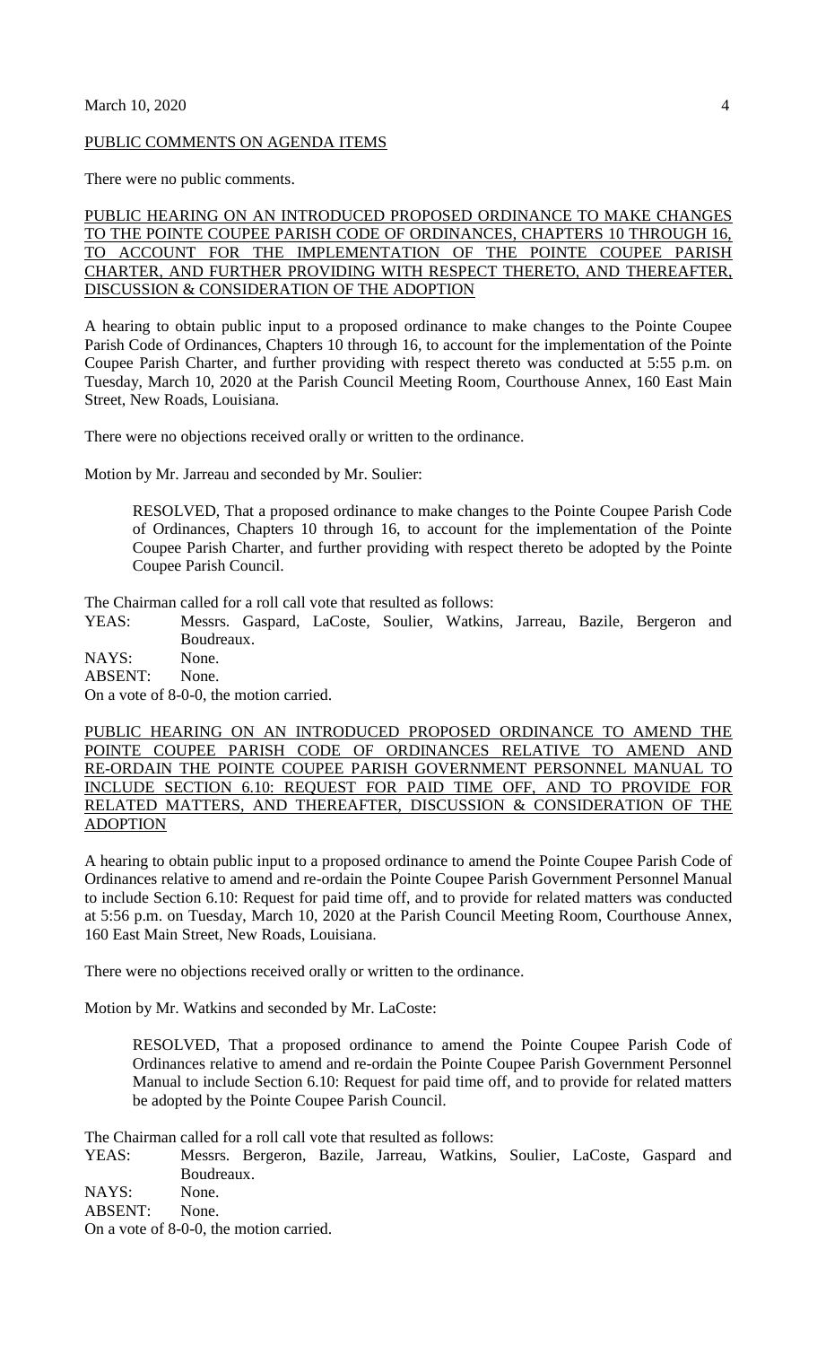PUBLIC COMMENTS ON AGENDA ITEMS

There were no public comments.

PUBLIC HEARING ON AN INTRODUCED PROPOSED ORDINANCE TO MAKE CHANGES TO THE POINTE COUPEE PARISH CODE OF ORDINANCES, CHAPTERS 10 THROUGH 16, TO ACCOUNT FOR THE IMPLEMENTATION OF THE POINTE COUPEE PARISH CHARTER, AND FURTHER PROVIDING WITH RESPECT THERETO, AND THEREAFTER, DISCUSSION & CONSIDERATION OF THE ADOPTION

A hearing to obtain public input to a proposed ordinance to make changes to the Pointe Coupee Parish Code of Ordinances, Chapters 10 through 16, to account for the implementation of the Pointe Coupee Parish Charter, and further providing with respect thereto was conducted at 5:55 p.m. on Tuesday, March 10, 2020 at the Parish Council Meeting Room, Courthouse Annex, 160 East Main Street, New Roads, Louisiana.

There were no objections received orally or written to the ordinance.

Motion by Mr. Jarreau and seconded by Mr. Soulier:

> RESOLVED, That a proposed ordinance to make changes to the Pointe Coupee Parish Code of Ordinances, Chapters 10 through 16, to account for the implementation of the Pointe Coupee Parish Charter, and further providing with respect thereto be adopted by the Pointe Coupee Parish Council.

The Chairman called for a roll call vote that resulted as follows:

YEAS: Messrs. Gaspard, LaCoste, Soulier, Watkins, Jarreau, Bazile, Bergeron and Boudreaux.
NAYS: None.
ABSENT: None.
On a vote of 8-0-0, the motion carried.

PUBLIC HEARING ON AN INTRODUCED PROPOSED ORDINANCE TO AMEND THE POINTE COUPEE PARISH CODE OF ORDINANCES RELATIVE TO AMEND AND RE-ORDAIN THE POINTE COUPEE PARISH GOVERNMENT PERSONNEL MANUAL TO INCLUDE SECTION 6.10: REQUEST FOR PAID TIME OFF, AND TO PROVIDE FOR RELATED MATTERS, AND THEREAFTER, DISCUSSION & CONSIDERATION OF THE ADOPTION

A hearing to obtain public input to a proposed ordinance to amend the Pointe Coupee Parish Code of Ordinances relative to amend and re-ordain the Pointe Coupee Parish Government Personnel Manual to include Section 6.10: Request for paid time off, and to provide for related matters was conducted at 5:56 p.m. on Tuesday, March 10, 2020 at the Parish Council Meeting Room, Courthouse Annex, 160 East Main Street, New Roads, Louisiana.

There were no objections received orally or written to the ordinance.

Motion by Mr. Watkins and seconded by Mr. LaCoste:

> RESOLVED, That a proposed ordinance to amend the Pointe Coupee Parish Code of Ordinances relative to amend and re-ordain the Pointe Coupee Parish Government Personnel Manual to include Section 6.10: Request for paid time off, and to provide for related matters be adopted by the Pointe Coupee Parish Council.

The Chairman called for a roll call vote that resulted as follows:

YEAS: Messrs. Bergeron, Bazile, Jarreau, Watkins, Soulier, LaCoste, Gaspard and Boudreaux.
NAYS: None.
ABSENT: None.
On a vote of 8-0-0, the motion carried.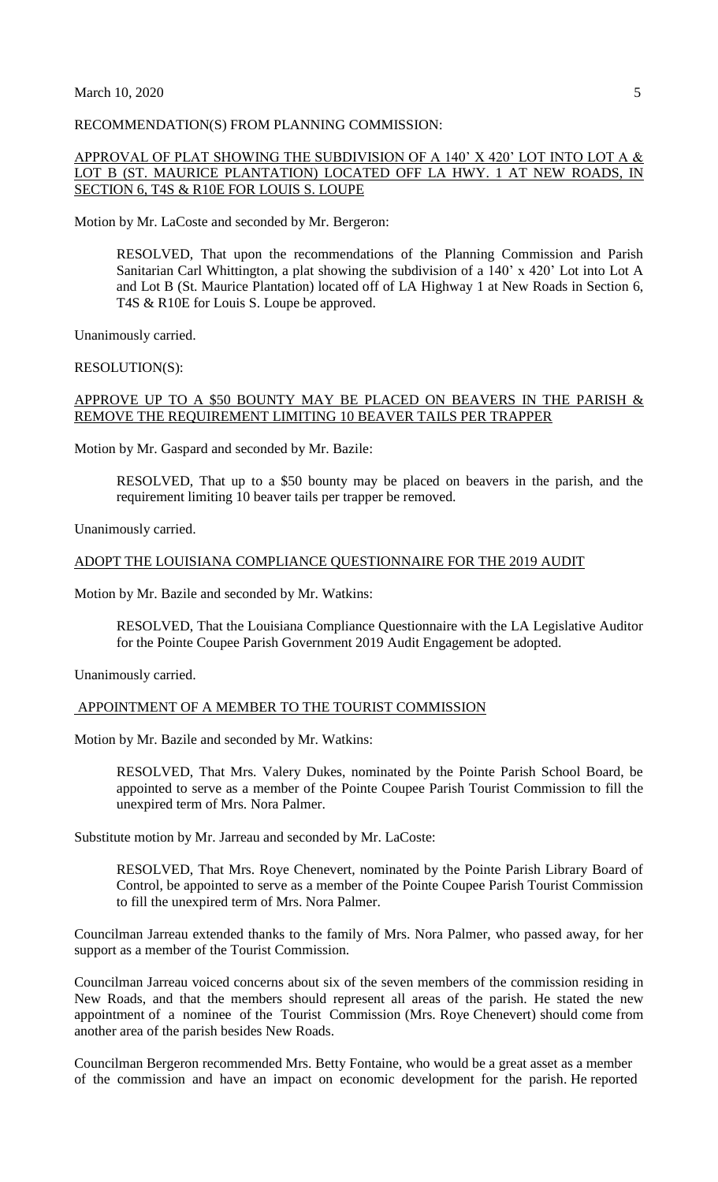RECOMMENDATION(S) FROM PLANNING COMMISSION:

APPROVAL OF PLAT SHOWING THE SUBDIVISION OF A 140' X 420' LOT INTO LOT A & LOT B (ST. MAURICE PLANTATION) LOCATED OFF LA HWY. 1 AT NEW ROADS, IN SECTION 6, T4S & R10E FOR LOUIS S. LOUPE

Motion by Mr. LaCoste and seconded by Mr. Bergeron:

> RESOLVED, That upon the recommendations of the Planning Commission and Parish Sanitarian Carl Whittington, a plat showing the subdivision of a 140' x 420' Lot into Lot A and Lot B (St. Maurice Plantation) located off of LA Highway 1 at New Roads in Section 6, T4S & R10E for Louis S. Loupe be approved.

Unanimously carried.

RESOLUTION(S):

APPROVE UP TO A $50 BOUNTY MAY BE PLACED ON BEAVERS IN THE PARISH & REMOVE THE REQUIREMENT LIMITING 10 BEAVER TAILS PER TRAPPER

Motion by Mr. Gaspard and seconded by Mr. Bazile:

> RESOLVED, That up to a $50 bounty may be placed on beavers in the parish, and the requirement limiting 10 beaver tails per trapper be removed.

Unanimously carried.

ADOPT THE LOUISIANA COMPLIANCE QUESTIONNAIRE FOR THE 2019 AUDIT

Motion by Mr. Bazile and seconded by Mr. Watkins:

> RESOLVED, That the Louisiana Compliance Questionnaire with the LA Legislative Auditor for the Pointe Coupee Parish Government 2019 Audit Engagement be adopted.

Unanimously carried.

APPOINTMENT OF A MEMBER TO THE TOURIST COMMISSION

Motion by Mr. Bazile and seconded by Mr. Watkins:

> RESOLVED, That Mrs. Valery Dukes, nominated by the Pointe Parish School Board, be appointed to serve as a member of the Pointe Coupee Parish Tourist Commission to fill the unexpired term of Mrs. Nora Palmer.

Substitute motion by Mr. Jarreau and seconded by Mr. LaCoste:

> RESOLVED, That Mrs. Roye Chenevert, nominated by the Pointe Parish Library Board of Control, be appointed to serve as a member of the Pointe Coupee Parish Tourist Commission to fill the unexpired term of Mrs. Nora Palmer.

Councilman Jarreau extended thanks to the family of Mrs. Nora Palmer, who passed away, for her support as a member of the Tourist Commission.

Councilman Jarreau voiced concerns about six of the seven members of the commission residing in New Roads, and that the members should represent all areas of the parish. He stated the new appointment of a nominee of the Tourist Commission (Mrs. Roye Chenevert) should come from another area of the parish besides New Roads.

Councilman Bergeron recommended Mrs. Betty Fontaine, who would be a great asset as a member of the commission and have an impact on economic development for the parish. He reported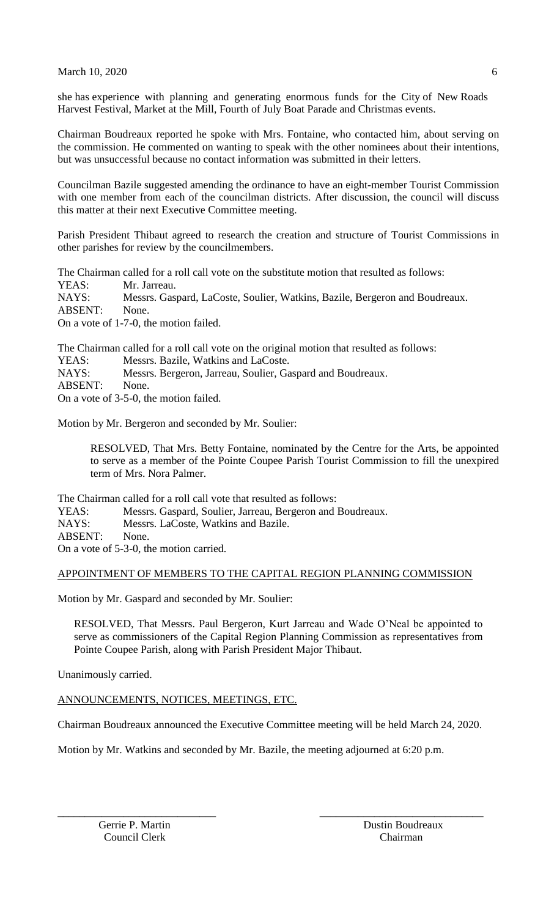she has experience with planning and generating enormous funds for the City of New Roads Harvest Festival, Market at the Mill, Fourth of July Boat Parade and Christmas events.

Chairman Boudreaux reported he spoke with Mrs. Fontaine, who contacted him, about serving on the commission. He commented on wanting to speak with the other nominees about their intentions, but was unsuccessful because no contact information was submitted in their letters.

Councilman Bazile suggested amending the ordinance to have an eight-member Tourist Commission with one member from each of the councilman districts. After discussion, the council will discuss this matter at their next Executive Committee meeting.

Parish President Thibaut agreed to research the creation and structure of Tourist Commissions in other parishes for review by the councilmembers.

The Chairman called for a roll call vote on the substitute motion that resulted as follows:
YEAS: Mr. Jarreau.
NAYS: Messrs. Gaspard, LaCoste, Soulier, Watkins, Bazile, Bergeron and Boudreaux.
ABSENT: None.
On a vote of 1-7-0, the motion failed.

The Chairman called for a roll call vote on the original motion that resulted as follows:
YEAS: Messrs. Bazile, Watkins and LaCoste.
NAYS: Messrs. Bergeron, Jarreau, Soulier, Gaspard and Boudreaux.
ABSENT: None.
On a vote of 3-5-0, the motion failed.

Motion by Mr. Bergeron and seconded by Mr. Soulier:

> RESOLVED, That Mrs. Betty Fontaine, nominated by the Centre for the Arts, be appointed to serve as a member of the Pointe Coupee Parish Tourist Commission to fill the unexpired term of Mrs. Nora Palmer.

The Chairman called for a roll call vote that resulted as follows:
YEAS: Messrs. Gaspard, Soulier, Jarreau, Bergeron and Boudreaux.
NAYS: Messrs. LaCoste, Watkins and Bazile.
ABSENT: None.
On a vote of 5-3-0, the motion carried.

## APPOINTMENT OF MEMBERS TO THE CAPITAL REGION PLANNING COMMISSION

Motion by Mr. Gaspard and seconded by Mr. Soulier:

> RESOLVED, That Messrs. Paul Bergeron, Kurt Jarreau and Wade O'Neal be appointed to serve as commissioners of the Capital Region Planning Commission as representatives from Pointe Coupee Parish, along with Parish President Major Thibaut.

Unanimously carried.

## ANNOUNCEMENTS, NOTICES, MEETINGS, ETC.

Chairman Boudreaux announced the Executive Committee meeting will be held March 24, 2020.

Motion by Mr. Watkins and seconded by Mr. Bazile, the meeting adjourned at 6:20 p.m.

\_\_\_\_\_\_\_\_\_\_\_\_\_\_\_\_\_\_\_\_\_\_\_\_\_\_\_\_
Gerrie P. Martin
Council Clerk

\_\_\_\_\_\_\_\_\_\_\_\_\_\_\_\_\_\_\_\_\_\_\_\_\_\_\_\_
Dustin Boudreaux
Chairman